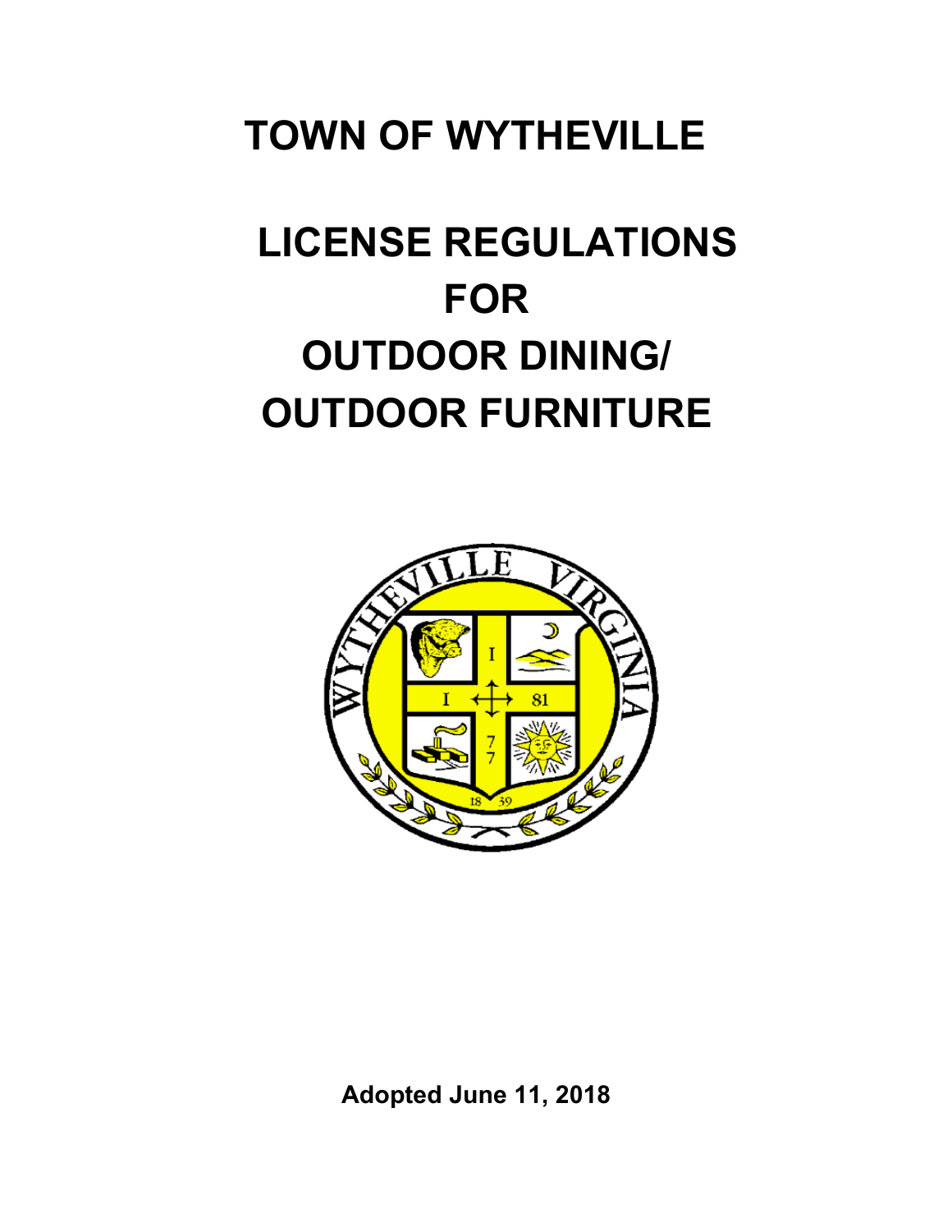# TOWN OF WYTHEVILLE

# LICENSE REGULATIONS FOR OUTDOOR DINING/ OUTDOOR FURNITURE

**Adopted June 11, 2018**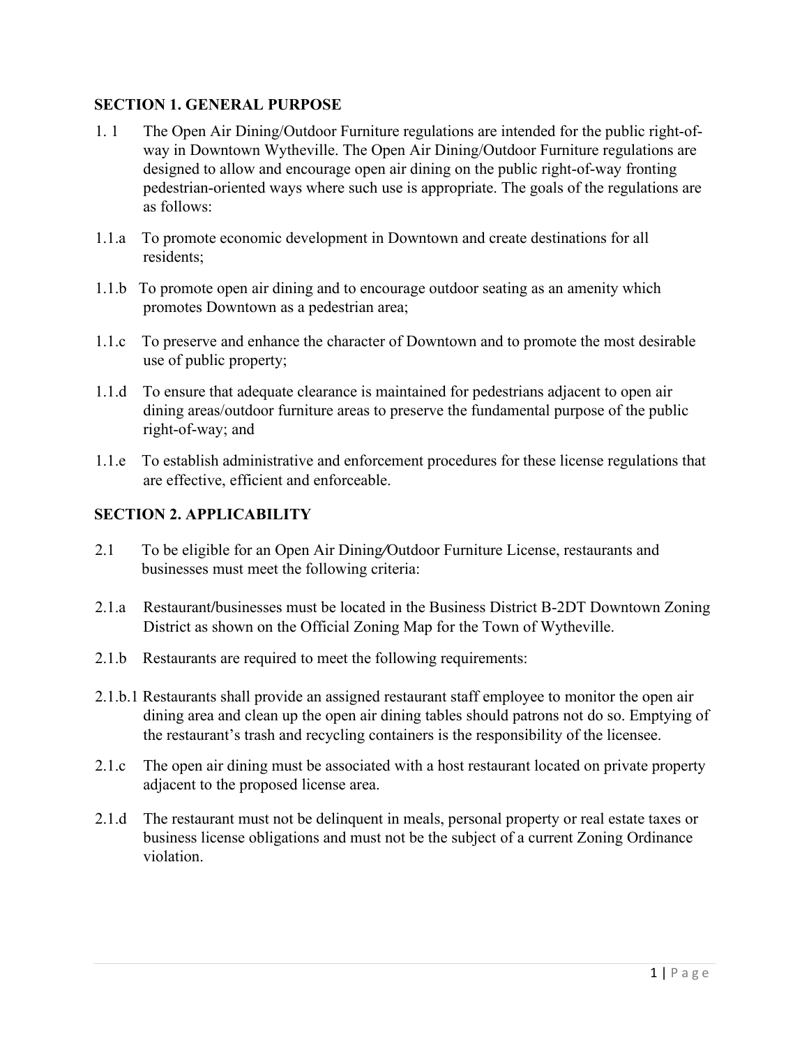## SECTION 1. GENERAL PURPOSE

1. 1 The Open Air Dining/Outdoor Furniture regulations are intended for the public right-of-way in Downtown Wytheville. The Open Air Dining/Outdoor Furniture regulations are designed to allow and encourage open air dining on the public right-of-way fronting pedestrian-oriented ways where such use is appropriate. The goals of the regulations are as follows:

1.1.a To promote economic development in Downtown and create destinations for all residents;

1.1.b To promote open air dining and to encourage outdoor seating as an amenity which promotes Downtown as a pedestrian area;

1.1.c To preserve and enhance the character of Downtown and to promote the most desirable use of public property;

1.1.d To ensure that adequate clearance is maintained for pedestrians adjacent to open air dining areas/outdoor furniture areas to preserve the fundamental purpose of the public right-of-way; and

1.1.e To establish administrative and enforcement procedures for these license regulations that are effective, efficient and enforceable.

## SECTION 2. APPLICABILITY

2.1 To be eligible for an Open Air Dining/Outdoor Furniture License, restaurants and businesses must meet the following criteria:

2.1.a Restaurant/businesses must be located in the Business District B-2DT Downtown Zoning District as shown on the Official Zoning Map for the Town of Wytheville.

2.1.b Restaurants are required to meet the following requirements:

2.1.b.1 Restaurants shall provide an assigned restaurant staff employee to monitor the open air dining area and clean up the open air dining tables should patrons not do so. Emptying of the restaurant's trash and recycling containers is the responsibility of the licensee.

2.1.c The open air dining must be associated with a host restaurant located on private property adjacent to the proposed license area.

2.1.d The restaurant must not be delinquent in meals, personal property or real estate taxes or business license obligations and must not be the subject of a current Zoning Ordinance violation.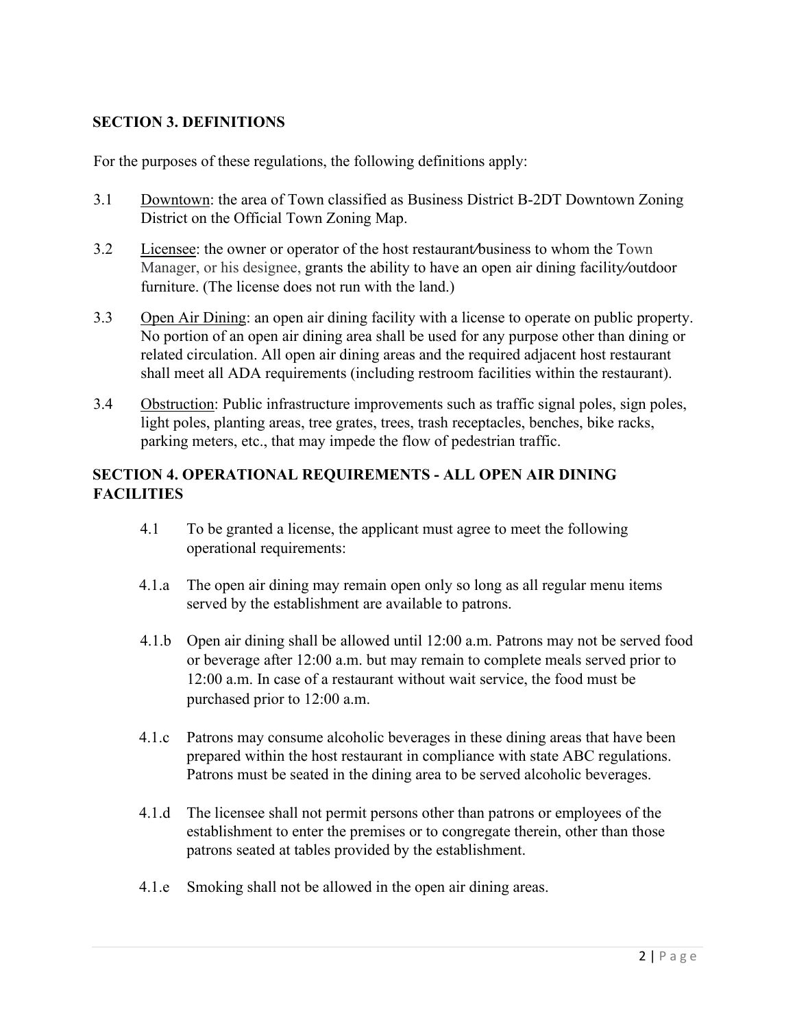## SECTION 3. DEFINITIONS

For the purposes of these regulations, the following definitions apply:

3.1 Downtown: the area of Town classified as Business District B-2DT Downtown Zoning District on the Official Town Zoning Map.

3.2 Licensee: the owner or operator of the host restaurant/business to whom the Town Manager, or his designee, grants the ability to have an open air dining facility/outdoor furniture. (The license does not run with the land.)

3.3 Open Air Dining: an open air dining facility with a license to operate on public property. No portion of an open air dining area shall be used for any purpose other than dining or related circulation. All open air dining areas and the required adjacent host restaurant shall meet all ADA requirements (including restroom facilities within the restaurant).

3.4 Obstruction: Public infrastructure improvements such as traffic signal poles, sign poles, light poles, planting areas, tree grates, trees, trash receptacles, benches, bike racks, parking meters, etc., that may impede the flow of pedestrian traffic.

## SECTION 4. OPERATIONAL REQUIREMENTS - ALL OPEN AIR DINING FACILITIES

4.1 To be granted a license, the applicant must agree to meet the following operational requirements:

4.1.a The open air dining may remain open only so long as all regular menu items served by the establishment are available to patrons.

4.1.b Open air dining shall be allowed until 12:00 a.m. Patrons may not be served food or beverage after 12:00 a.m. but may remain to complete meals served prior to 12:00 a.m. In case of a restaurant without wait service, the food must be purchased prior to 12:00 a.m.

4.1.c Patrons may consume alcoholic beverages in these dining areas that have been prepared within the host restaurant in compliance with state ABC regulations. Patrons must be seated in the dining area to be served alcoholic beverages.

4.1.d The licensee shall not permit persons other than patrons or employees of the establishment to enter the premises or to congregate therein, other than those patrons seated at tables provided by the establishment.

4.1.e Smoking shall not be allowed in the open air dining areas.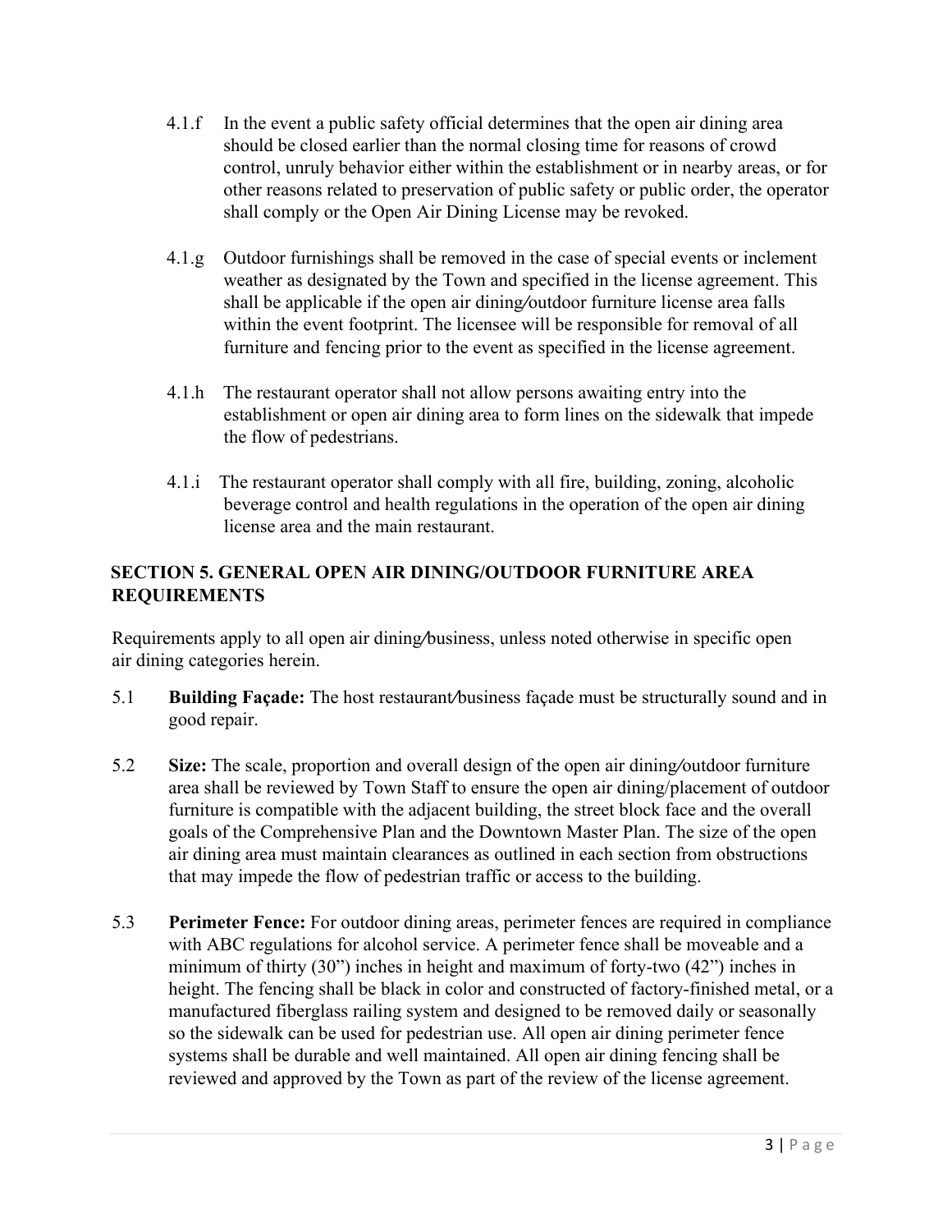4.1.f In the event a public safety official determines that the open air dining area should be closed earlier than the normal closing time for reasons of crowd control, unruly behavior either within the establishment or in nearby areas, or for other reasons related to preservation of public safety or public order, the operator shall comply or the Open Air Dining License may be revoked.

4.1.g Outdoor furnishings shall be removed in the case of special events or inclement weather as designated by the Town and specified in the license agreement. This shall be applicable if the open air dining/outdoor furniture license area falls within the event footprint. The licensee will be responsible for removal of all furniture and fencing prior to the event as specified in the license agreement.

4.1.h The restaurant operator shall not allow persons awaiting entry into the establishment or open air dining area to form lines on the sidewalk that impede the flow of pedestrians.

4.1.i The restaurant operator shall comply with all fire, building, zoning, alcoholic beverage control and health regulations in the operation of the open air dining license area and the main restaurant.

## SECTION 5. GENERAL OPEN AIR DINING/OUTDOOR FURNITURE AREA REQUIREMENTS

Requirements apply to all open air dining/business, unless noted otherwise in specific open air dining categories herein.

5.1 **Building Façade:** The host restaurant/business façade must be structurally sound and in good repair.

5.2 **Size:** The scale, proportion and overall design of the open air dining/outdoor furniture area shall be reviewed by Town Staff to ensure the open air dining/placement of outdoor furniture is compatible with the adjacent building, the street block face and the overall goals of the Comprehensive Plan and the Downtown Master Plan. The size of the open air dining area must maintain clearances as outlined in each section from obstructions that may impede the flow of pedestrian traffic or access to the building.

5.3 **Perimeter Fence:** For outdoor dining areas, perimeter fences are required in compliance with ABC regulations for alcohol service. A perimeter fence shall be moveable and a minimum of thirty (30") inches in height and maximum of forty-two (42") inches in height. The fencing shall be black in color and constructed of factory-finished metal, or a manufactured fiberglass railing system and designed to be removed daily or seasonally so the sidewalk can be used for pedestrian use. All open air dining perimeter fence systems shall be durable and well maintained. All open air dining fencing shall be reviewed and approved by the Town as part of the review of the license agreement.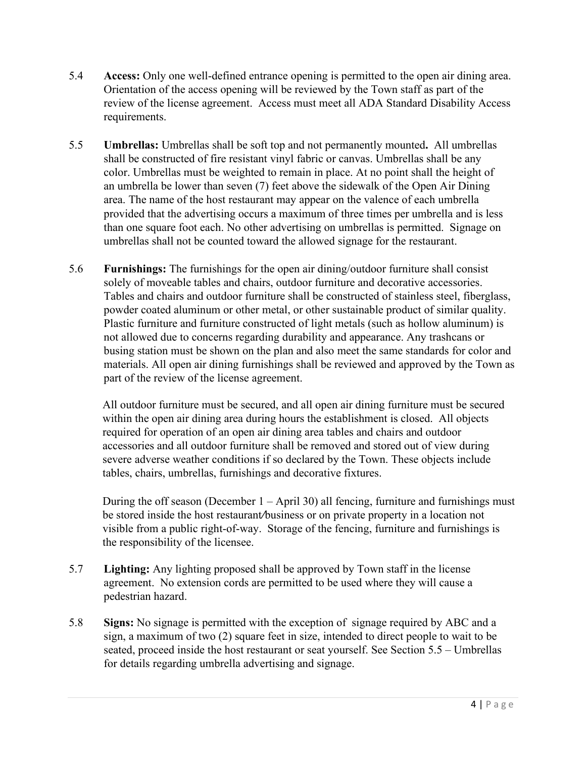5.4 **Access:** Only one well-defined entrance opening is permitted to the open air dining area. Orientation of the access opening will be reviewed by the Town staff as part of the review of the license agreement. Access must meet all ADA Standard Disability Access requirements.

5.5 **Umbrellas:** Umbrellas shall be soft top and not permanently mounted**.** All umbrellas shall be constructed of fire resistant vinyl fabric or canvas. Umbrellas shall be any color. Umbrellas must be weighted to remain in place. At no point shall the height of an umbrella be lower than seven (7) feet above the sidewalk of the Open Air Dining area. The name of the host restaurant may appear on the valence of each umbrella provided that the advertising occurs a maximum of three times per umbrella and is less than one square foot each. No other advertising on umbrellas is permitted. Signage on umbrellas shall not be counted toward the allowed signage for the restaurant.

5.6 **Furnishings:** The furnishings for the open air dining/outdoor furniture shall consist solely of moveable tables and chairs, outdoor furniture and decorative accessories. Tables and chairs and outdoor furniture shall be constructed of stainless steel, fiberglass, powder coated aluminum or other metal, or other sustainable product of similar quality. Plastic furniture and furniture constructed of light metals (such as hollow aluminum) is not allowed due to concerns regarding durability and appearance. Any trashcans or busing station must be shown on the plan and also meet the same standards for color and materials. All open air dining furnishings shall be reviewed and approved by the Town as part of the review of the license agreement.

All outdoor furniture must be secured, and all open air dining furniture must be secured within the open air dining area during hours the establishment is closed. All objects required for operation of an open air dining area tables and chairs and outdoor accessories and all outdoor furniture shall be removed and stored out of view during severe adverse weather conditions if so declared by the Town. These objects include tables, chairs, umbrellas, furnishings and decorative fixtures.

During the off season (December 1 – April 30) all fencing, furniture and furnishings must be stored inside the host restaurant/business or on private property in a location not visible from a public right-of-way. Storage of the fencing, furniture and furnishings is the responsibility of the licensee.

5.7 **Lighting:** Any lighting proposed shall be approved by Town staff in the license agreement. No extension cords are permitted to be used where they will cause a pedestrian hazard.

5.8 **Signs:** No signage is permitted with the exception of signage required by ABC and a sign, a maximum of two (2) square feet in size, intended to direct people to wait to be seated, proceed inside the host restaurant or seat yourself. See Section 5.5 – Umbrellas for details regarding umbrella advertising and signage.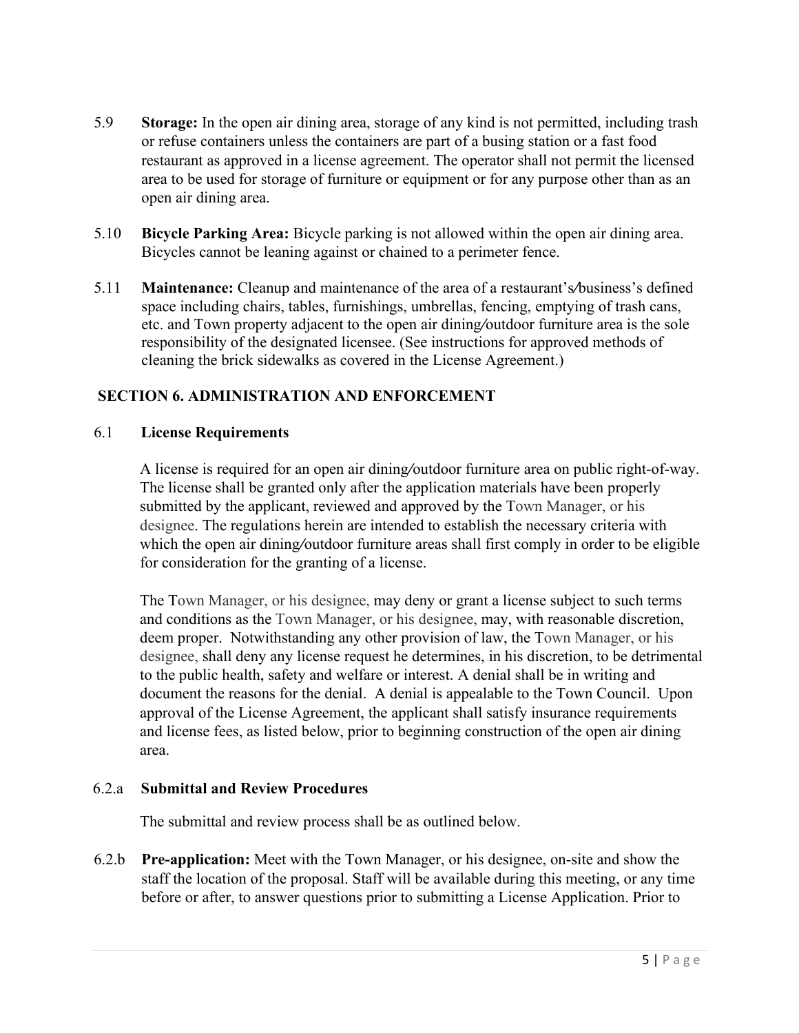5.9 **Storage:** In the open air dining area, storage of any kind is not permitted, including trash or refuse containers unless the containers are part of a busing station or a fast food restaurant as approved in a license agreement. The operator shall not permit the licensed area to be used for storage of furniture or equipment or for any purpose other than as an open air dining area.

5.10 **Bicycle Parking Area:** Bicycle parking is not allowed within the open air dining area. Bicycles cannot be leaning against or chained to a perimeter fence.

5.11 **Maintenance:** Cleanup and maintenance of the area of a restaurant's/business's defined space including chairs, tables, furnishings, umbrellas, fencing, emptying of trash cans, etc. and Town property adjacent to the open air dining/outdoor furniture area is the sole responsibility of the designated licensee. (See instructions for approved methods of cleaning the brick sidewalks as covered in the License Agreement.)

## SECTION 6. ADMINISTRATION AND ENFORCEMENT

### 6.1 License Requirements

A license is required for an open air dining/outdoor furniture area on public right-of-way. The license shall be granted only after the application materials have been properly submitted by the applicant, reviewed and approved by the Town Manager, or his designee. The regulations herein are intended to establish the necessary criteria with which the open air dining/outdoor furniture areas shall first comply in order to be eligible for consideration for the granting of a license.

The Town Manager, or his designee, may deny or grant a license subject to such terms and conditions as the Town Manager, or his designee, may, with reasonable discretion, deem proper. Notwithstanding any other provision of law, the Town Manager, or his designee, shall deny any license request he determines, in his discretion, to be detrimental to the public health, safety and welfare or interest. A denial shall be in writing and document the reasons for the denial. A denial is appealable to the Town Council. Upon approval of the License Agreement, the applicant shall satisfy insurance requirements and license fees, as listed below, prior to beginning construction of the open air dining area.

### 6.2.a Submittal and Review Procedures

The submittal and review process shall be as outlined below.

6.2.b **Pre-application:** Meet with the Town Manager, or his designee, on-site and show the staff the location of the proposal. Staff will be available during this meeting, or any time before or after, to answer questions prior to submitting a License Application. Prior to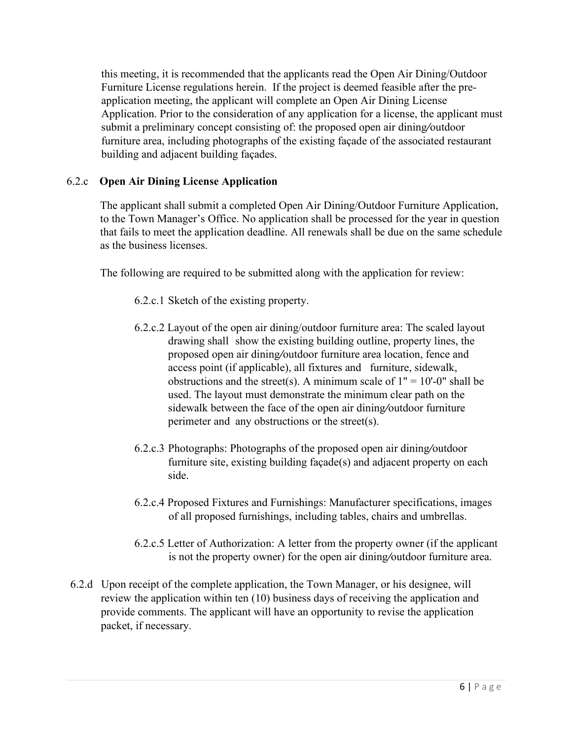this meeting, it is recommended that the applicants read the Open Air Dining/Outdoor Furniture License regulations herein. If the project is deemed feasible after the pre-application meeting, the applicant will complete an Open Air Dining License Application. Prior to the consideration of any application for a license, the applicant must submit a preliminary concept consisting of: the proposed open air dining/outdoor furniture area, including photographs of the existing façade of the associated restaurant building and adjacent building façades.

6.2.c **Open Air Dining License Application**

The applicant shall submit a completed Open Air Dining/Outdoor Furniture Application, to the Town Manager's Office. No application shall be processed for the year in question that fails to meet the application deadline. All renewals shall be due on the same schedule as the business licenses.

The following are required to be submitted along with the application for review:

6.2.c.1 Sketch of the existing property.

6.2.c.2 Layout of the open air dining/outdoor furniture area: The scaled layout drawing shall show the existing building outline, property lines, the proposed open air dining/outdoor furniture area location, fence and access point (if applicable), all fixtures and furniture, sidewalk, obstructions and the street(s). A minimum scale of 1" = 10'-0" shall be used. The layout must demonstrate the minimum clear path on the sidewalk between the face of the open air dining/outdoor furniture perimeter and any obstructions or the street(s).

6.2.c.3 Photographs: Photographs of the proposed open air dining/outdoor furniture site, existing building façade(s) and adjacent property on each side.

6.2.c.4 Proposed Fixtures and Furnishings: Manufacturer specifications, images of all proposed furnishings, including tables, chairs and umbrellas.

6.2.c.5 Letter of Authorization: A letter from the property owner (if the applicant is not the property owner) for the open air dining/outdoor furniture area.

6.2.d Upon receipt of the complete application, the Town Manager, or his designee, will review the application within ten (10) business days of receiving the application and provide comments. The applicant will have an opportunity to revise the application packet, if necessary.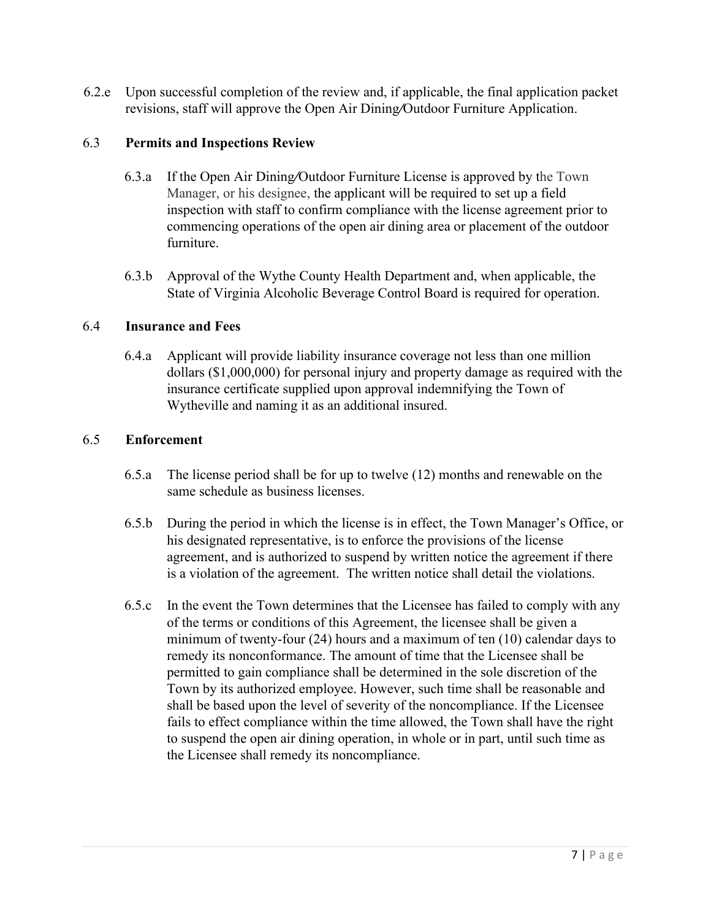6.2.e Upon successful completion of the review and, if applicable, the final application packet revisions, staff will approve the Open Air Dining/Outdoor Furniture Application.

## 6.3 Permits and Inspections Review

6.3.a If the Open Air Dining/Outdoor Furniture License is approved by the Town Manager, or his designee, the applicant will be required to set up a field inspection with staff to confirm compliance with the license agreement prior to commencing operations of the open air dining area or placement of the outdoor furniture.

6.3.b Approval of the Wythe County Health Department and, when applicable, the State of Virginia Alcoholic Beverage Control Board is required for operation.

## 6.4 Insurance and Fees

6.4.a Applicant will provide liability insurance coverage not less than one million dollars ($1,000,000) for personal injury and property damage as required with the insurance certificate supplied upon approval indemnifying the Town of Wytheville and naming it as an additional insured.

## 6.5 Enforcement

6.5.a The license period shall be for up to twelve (12) months and renewable on the same schedule as business licenses.

6.5.b During the period in which the license is in effect, the Town Manager's Office, or his designated representative, is to enforce the provisions of the license agreement, and is authorized to suspend by written notice the agreement if there is a violation of the agreement. The written notice shall detail the violations.

6.5.c In the event the Town determines that the Licensee has failed to comply with any of the terms or conditions of this Agreement, the licensee shall be given a minimum of twenty-four (24) hours and a maximum of ten (10) calendar days to remedy its nonconformance. The amount of time that the Licensee shall be permitted to gain compliance shall be determined in the sole discretion of the Town by its authorized employee. However, such time shall be reasonable and shall be based upon the level of severity of the noncompliance. If the Licensee fails to effect compliance within the time allowed, the Town shall have the right to suspend the open air dining operation, in whole or in part, until such time as the Licensee shall remedy its noncompliance.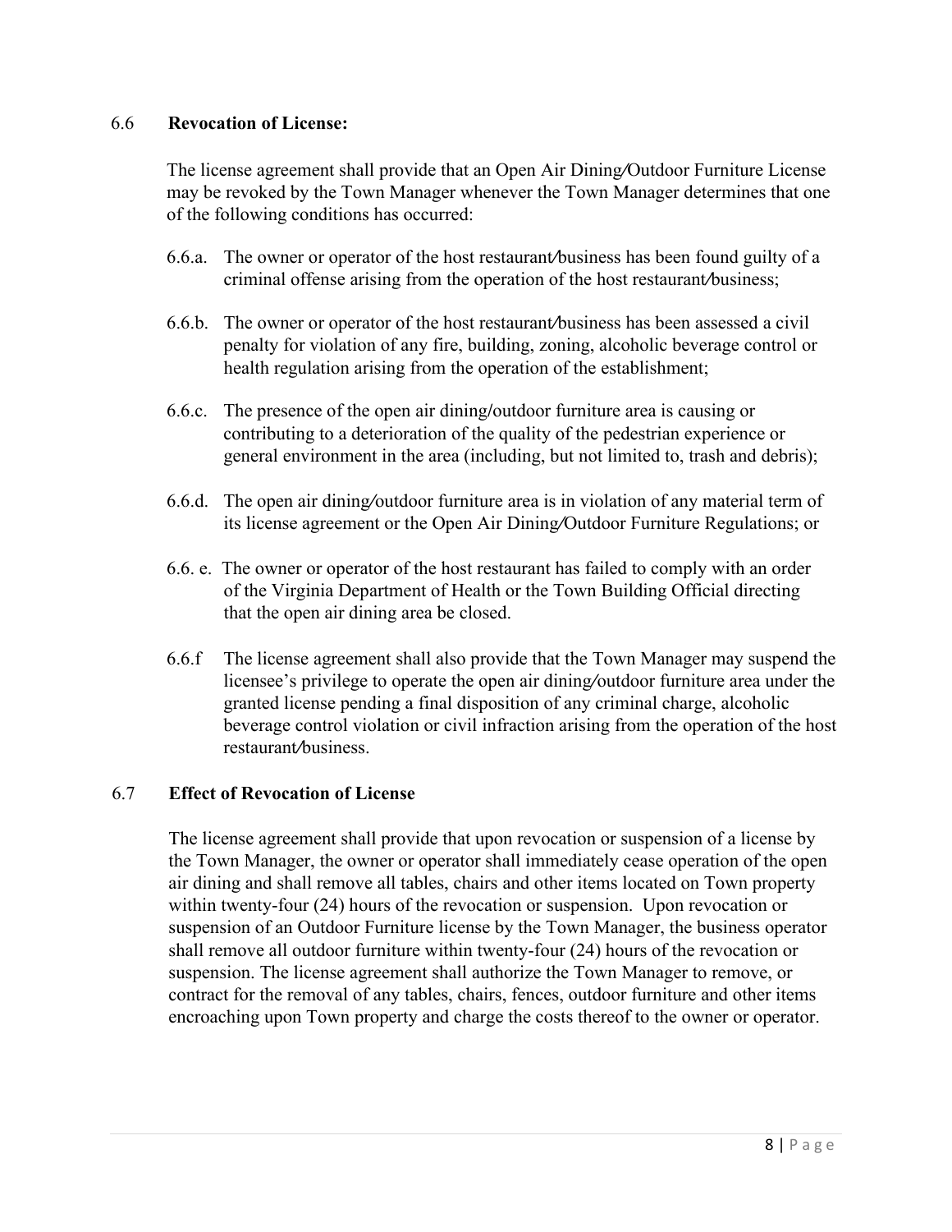### 6.6 **Revocation of License:**

The license agreement shall provide that an Open Air Dining/Outdoor Furniture License may be revoked by the Town Manager whenever the Town Manager determines that one of the following conditions has occurred:

6.6.a. The owner or operator of the host restaurant/business has been found guilty of a criminal offense arising from the operation of the host restaurant/business;

6.6.b. The owner or operator of the host restaurant/business has been assessed a civil penalty for violation of any fire, building, zoning, alcoholic beverage control or health regulation arising from the operation of the establishment;

6.6.c. The presence of the open air dining/outdoor furniture area is causing or contributing to a deterioration of the quality of the pedestrian experience or general environment in the area (including, but not limited to, trash and debris);

6.6.d. The open air dining/outdoor furniture area is in violation of any material term of its license agreement or the Open Air Dining/Outdoor Furniture Regulations; or

6.6. e. The owner or operator of the host restaurant has failed to comply with an order of the Virginia Department of Health or the Town Building Official directing that the open air dining area be closed.

6.6.f The license agreement shall also provide that the Town Manager may suspend the licensee's privilege to operate the open air dining/outdoor furniture area under the granted license pending a final disposition of any criminal charge, alcoholic beverage control violation or civil infraction arising from the operation of the host restaurant/business.

### 6.7 **Effect of Revocation of License**

The license agreement shall provide that upon revocation or suspension of a license by the Town Manager, the owner or operator shall immediately cease operation of the open air dining and shall remove all tables, chairs and other items located on Town property within twenty-four (24) hours of the revocation or suspension. Upon revocation or suspension of an Outdoor Furniture license by the Town Manager, the business operator shall remove all outdoor furniture within twenty-four (24) hours of the revocation or suspension. The license agreement shall authorize the Town Manager to remove, or contract for the removal of any tables, chairs, fences, outdoor furniture and other items encroaching upon Town property and charge the costs thereof to the owner or operator.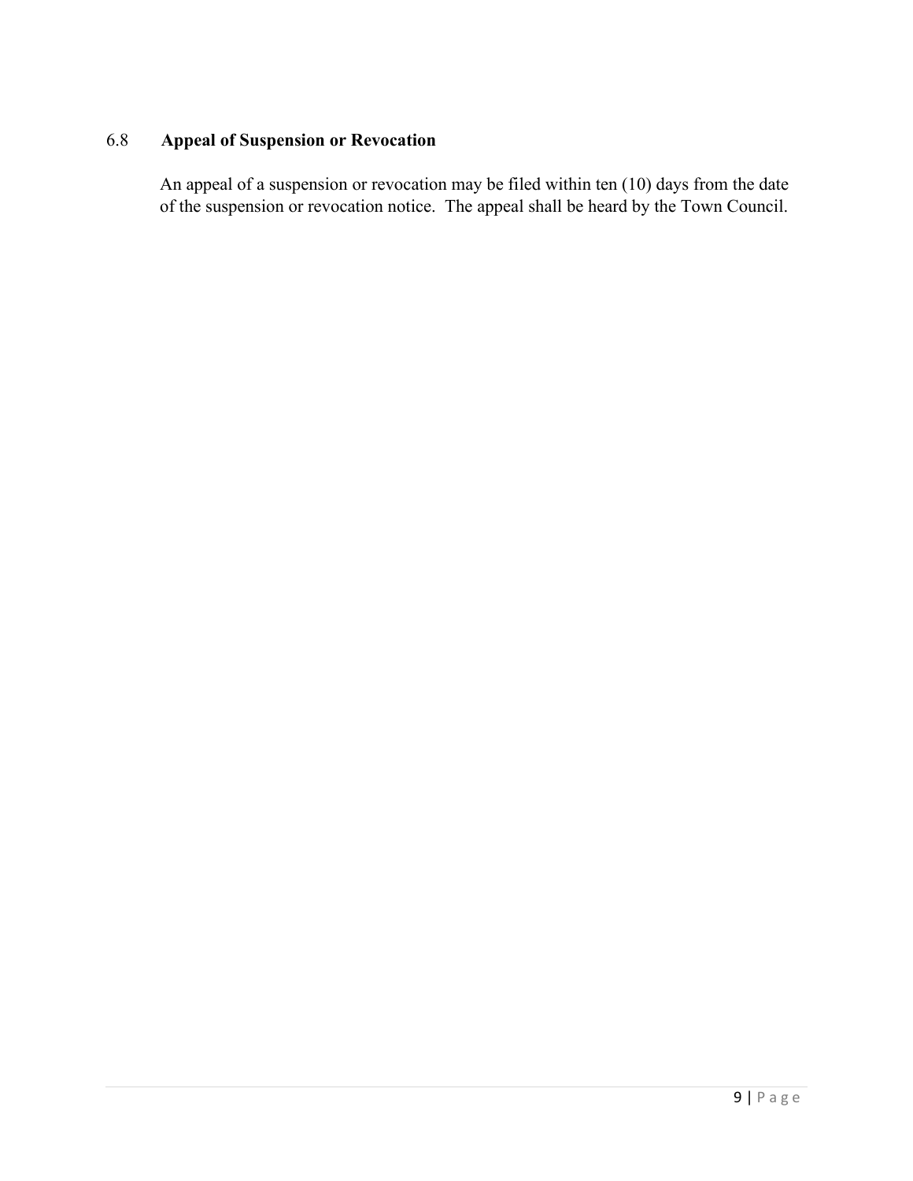### 6.8 **Appeal of Suspension or Revocation**

An appeal of a suspension or revocation may be filed within ten (10) days from the date of the suspension or revocation notice. The appeal shall be heard by the Town Council.